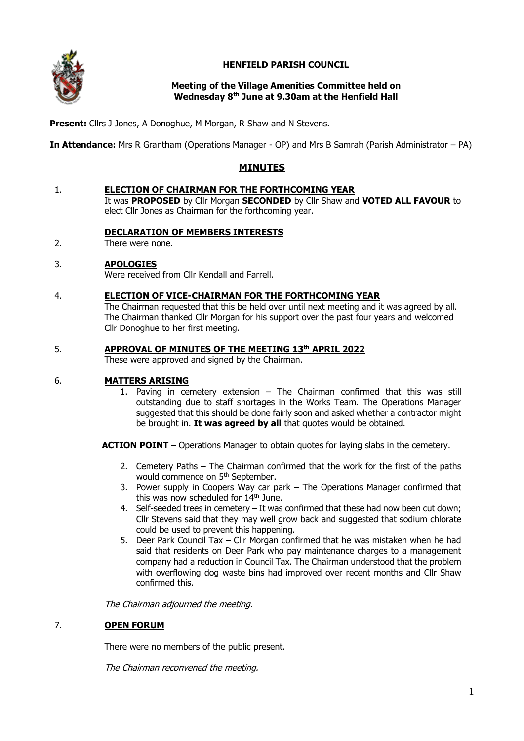# HENFIELD PARISH COUNCIL

**Meeting of the Village Amenities Committee held on Wednesday 8th June at 9.30am at the Henfield Hall**

**Present:** Cllrs J Jones, A Donoghue, M Morgan, R Shaw and N Stevens.

**In Attendance:** Mrs R Grantham (Operations Manager - OP) and Mrs B Samrah (Parish Administrator – PA)

## MINUTES

1. **ELECTION OF CHAIRMAN FOR THE FORTHCOMING YEAR**
   It was **PROPOSED** by Cllr Morgan **SECONDED** by Cllr Shaw and **VOTED ALL FAVOUR** to elect Cllr Jones as Chairman for the forthcoming year.

2. **DECLARATION OF MEMBERS INTERESTS**
   There were none.

3. **APOLOGIES**
   Were received from Cllr Kendall and Farrell.

4. **ELECTION OF VICE-CHAIRMAN FOR THE FORTHCOMING YEAR**
   The Chairman requested that this be held over until next meeting and it was agreed by all. The Chairman thanked Cllr Morgan for his support over the past four years and welcomed Cllr Donoghue to her first meeting.

5. **APPROVAL OF MINUTES OF THE MEETING 13th APRIL 2022**
   These were approved and signed by the Chairman.

6. **MATTERS ARISING**
   1. Paving in cemetery extension – The Chairman confirmed that this was still outstanding due to staff shortages in the Works Team. The Operations Manager suggested that this should be done fairly soon and asked whether a contractor might be brought in. **It was agreed by all** that quotes would be obtained.

   **ACTION POINT** – Operations Manager to obtain quotes for laying slabs in the cemetery.

   2. Cemetery Paths – The Chairman confirmed that the work for the first of the paths would commence on 5th September.
   3. Power supply in Coopers Way car park – The Operations Manager confirmed that this was now scheduled for 14th June.
   4. Self-seeded trees in cemetery – It was confirmed that these had now been cut down; Cllr Stevens said that they may well grow back and suggested that sodium chlorate could be used to prevent this happening.
   5. Deer Park Council Tax – Cllr Morgan confirmed that he was mistaken when he had said that residents on Deer Park who pay maintenance charges to a management company had a reduction in Council Tax. The Chairman understood that the problem with overflowing dog waste bins had improved over recent months and Cllr Shaw confirmed this.

   *The Chairman adjourned the meeting.*

7. **OPEN FORUM**

   There were no members of the public present.

   *The Chairman reconvened the meeting.*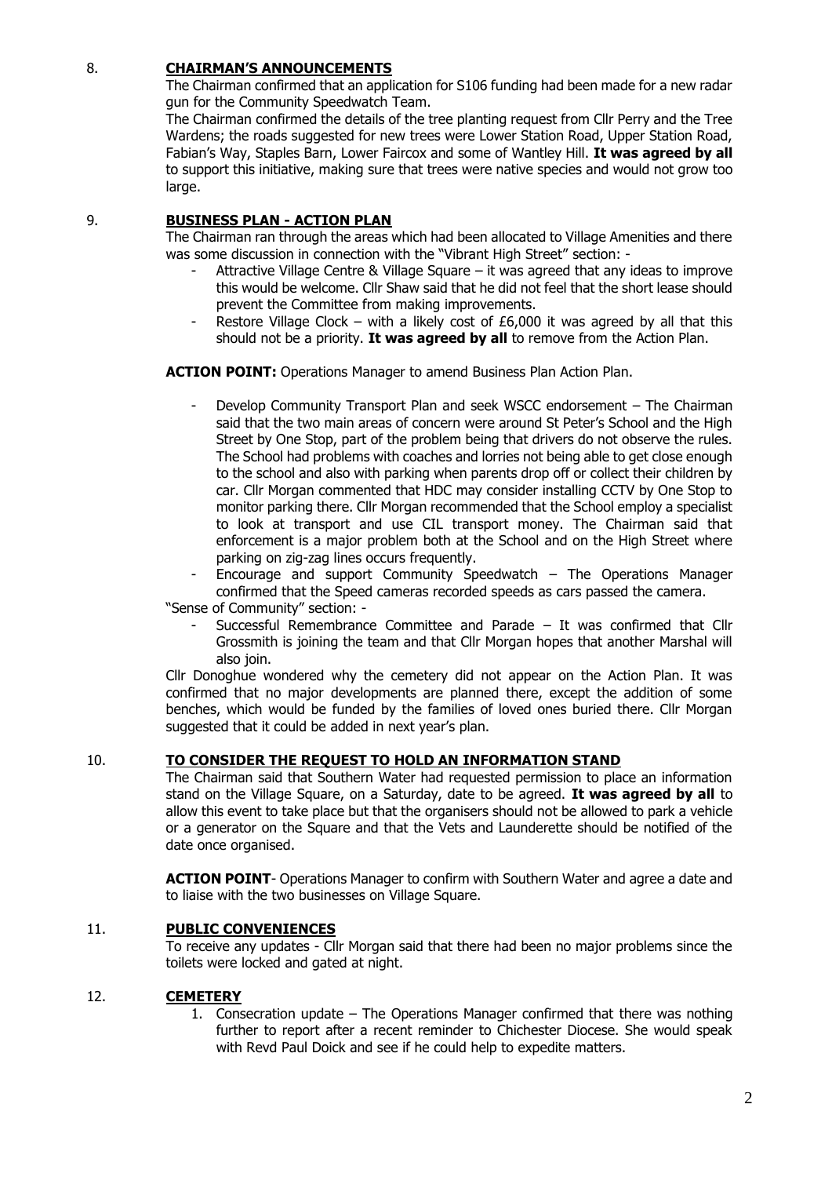## 8. CHAIRMAN'S ANNOUNCEMENTS

The Chairman confirmed that an application for S106 funding had been made for a new radar gun for the Community Speedwatch Team.

The Chairman confirmed the details of the tree planting request from Cllr Perry and the Tree Wardens; the roads suggested for new trees were Lower Station Road, Upper Station Road, Fabian's Way, Staples Barn, Lower Faircox and some of Wantley Hill. **It was agreed by all** to support this initiative, making sure that trees were native species and would not grow too large.

## 9. BUSINESS PLAN - ACTION PLAN

The Chairman ran through the areas which had been allocated to Village Amenities and there was some discussion in connection with the "Vibrant High Street" section: -

- Attractive Village Centre & Village Square – it was agreed that any ideas to improve this would be welcome. Cllr Shaw said that he did not feel that the short lease should prevent the Committee from making improvements.
- Restore Village Clock – with a likely cost of £6,000 it was agreed by all that this should not be a priority. **It was agreed by all** to remove from the Action Plan.

**ACTION POINT:** Operations Manager to amend Business Plan Action Plan.

- Develop Community Transport Plan and seek WSCC endorsement – The Chairman said that the two main areas of concern were around St Peter's School and the High Street by One Stop, part of the problem being that drivers do not observe the rules. The School had problems with coaches and lorries not being able to get close enough to the school and also with parking when parents drop off or collect their children by car. Cllr Morgan commented that HDC may consider installing CCTV by One Stop to monitor parking there. Cllr Morgan recommended that the School employ a specialist to look at transport and use CIL transport money. The Chairman said that enforcement is a major problem both at the School and on the High Street where parking on zig-zag lines occurs frequently.
- Encourage and support Community Speedwatch – The Operations Manager confirmed that the Speed cameras recorded speeds as cars passed the camera.

"Sense of Community" section: -

- Successful Remembrance Committee and Parade – It was confirmed that Cllr Grossmith is joining the team and that Cllr Morgan hopes that another Marshal will also join.

Cllr Donoghue wondered why the cemetery did not appear on the Action Plan. It was confirmed that no major developments are planned there, except the addition of some benches, which would be funded by the families of loved ones buried there. Cllr Morgan suggested that it could be added in next year's plan.

## 10. TO CONSIDER THE REQUEST TO HOLD AN INFORMATION STAND

The Chairman said that Southern Water had requested permission to place an information stand on the Village Square, on a Saturday, date to be agreed. **It was agreed by all** to allow this event to take place but that the organisers should not be allowed to park a vehicle or a generator on the Square and that the Vets and Launderette should be notified of the date once organised.

**ACTION POINT**- Operations Manager to confirm with Southern Water and agree a date and to liaise with the two businesses on Village Square.

## 11. PUBLIC CONVENIENCES

To receive any updates - Cllr Morgan said that there had been no major problems since the toilets were locked and gated at night.

## 12. CEMETERY

1. Consecration update – The Operations Manager confirmed that there was nothing further to report after a recent reminder to Chichester Diocese. She would speak with Revd Paul Doick and see if he could help to expedite matters.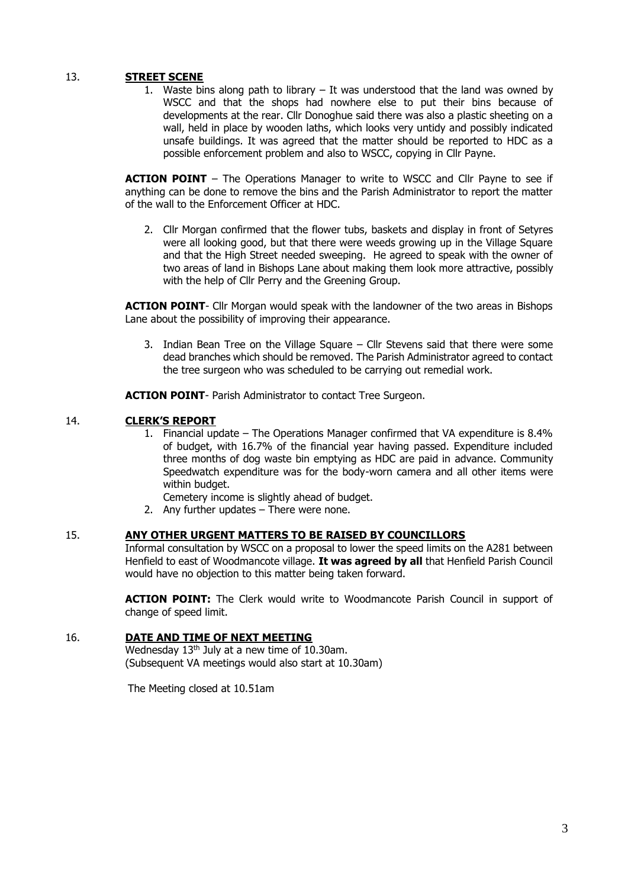13. **STREET SCENE**

1. Waste bins along path to library – It was understood that the land was owned by WSCC and that the shops had nowhere else to put their bins because of developments at the rear. Cllr Donoghue said there was also a plastic sheeting on a wall, held in place by wooden laths, which looks very untidy and possibly indicated unsafe buildings. It was agreed that the matter should be reported to HDC as a possible enforcement problem and also to WSCC, copying in Cllr Payne.

**ACTION POINT** – The Operations Manager to write to WSCC and Cllr Payne to see if anything can be done to remove the bins and the Parish Administrator to report the matter of the wall to the Enforcement Officer at HDC.

2. Cllr Morgan confirmed that the flower tubs, baskets and display in front of Setyres were all looking good, but that there were weeds growing up in the Village Square and that the High Street needed sweeping. He agreed to speak with the owner of two areas of land in Bishops Lane about making them look more attractive, possibly with the help of Cllr Perry and the Greening Group.

**ACTION POINT**- Cllr Morgan would speak with the landowner of the two areas in Bishops Lane about the possibility of improving their appearance.

3. Indian Bean Tree on the Village Square – Cllr Stevens said that there were some dead branches which should be removed. The Parish Administrator agreed to contact the tree surgeon who was scheduled to be carrying out remedial work.

**ACTION POINT**- Parish Administrator to contact Tree Surgeon.

14. **CLERK'S REPORT**

1. Financial update – The Operations Manager confirmed that VA expenditure is 8.4% of budget, with 16.7% of the financial year having passed. Expenditure included three months of dog waste bin emptying as HDC are paid in advance. Community Speedwatch expenditure was for the body-worn camera and all other items were within budget.
   Cemetery income is slightly ahead of budget.
2. Any further updates – There were none.

15. **ANY OTHER URGENT MATTERS TO BE RAISED BY COUNCILLORS**

Informal consultation by WSCC on a proposal to lower the speed limits on the A281 between Henfield to east of Woodmancote village. **It was agreed by all** that Henfield Parish Council would have no objection to this matter being taken forward.

**ACTION POINT:** The Clerk would write to Woodmancote Parish Council in support of change of speed limit.

16. **DATE AND TIME OF NEXT MEETING**

Wednesday 13th July at a new time of 10.30am.
(Subsequent VA meetings would also start at 10.30am)

The Meeting closed at 10.51am